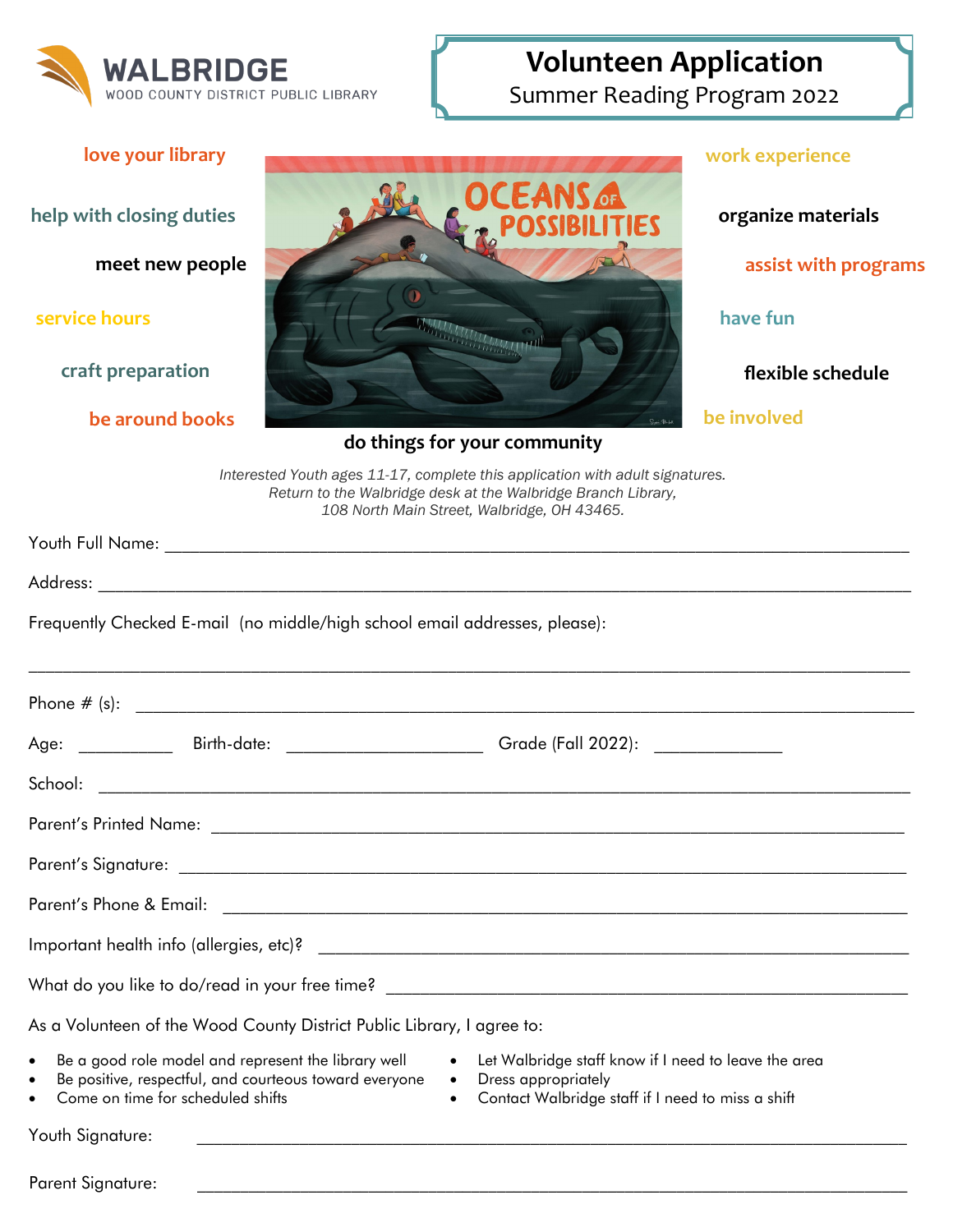WALBRIDGE
WOOD COUNTY DISTRICT PUBLIC LIBRARY

# Volunteen Application

## Summer Reading Program 2022

love your library

help with closing duties

meet new people

service hours

craft preparation

be around books

OCEANS OF POSSIBILITIES

work experience

organize materials

assist with programs

have fun

flexible schedule

be involved

**do things for your community**

*Interested Youth ages 11-17, complete this application with adult signatures.*
*Return to the Walbridge desk at the Walbridge Branch Library,*
*108 North Main Street, Walbridge, OH 43465.*

Youth Full Name: ______________________________________________

Address: ______________________________________________

Frequently Checked E-mail (no middle/high school email addresses, please):

______________________________________________

Phone # (s): ______________________________________________

Age: __________ Birth-date: ____________________ Grade (Fall 2022): _____________

School: ______________________________________________

Parent's Printed Name: ______________________________________________

Parent's Signature: ______________________________________________

Parent's Phone & Email: ______________________________________________

Important health info (allergies, etc)? ______________________________________________

What do you like to do/read in your free time? ______________________________________________

As a Volunteen of the Wood County District Public Library, I agree to:

- Be a good role model and represent the library well
- Be positive, respectful, and courteous toward everyone
- Come on time for scheduled shifts
- Let Walbridge staff know if I need to leave the area
- Dress appropriately
- Contact Walbridge staff if I need to miss a shift

Youth Signature: ______________________________________________

Parent Signature: ______________________________________________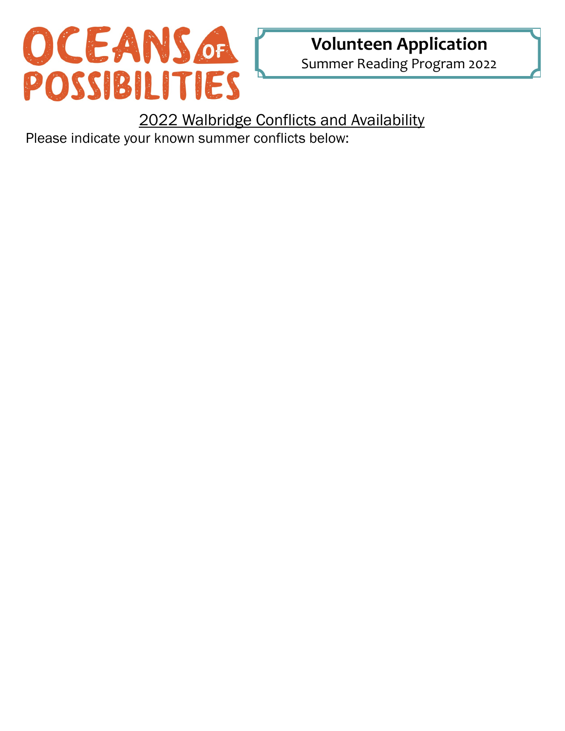OCEANS OF POSSIBILITIES

**Volunteen Application**

Summer Reading Program 2022

## 2022 Walbridge Conflicts and Availability

Please indicate your known summer conflicts below: